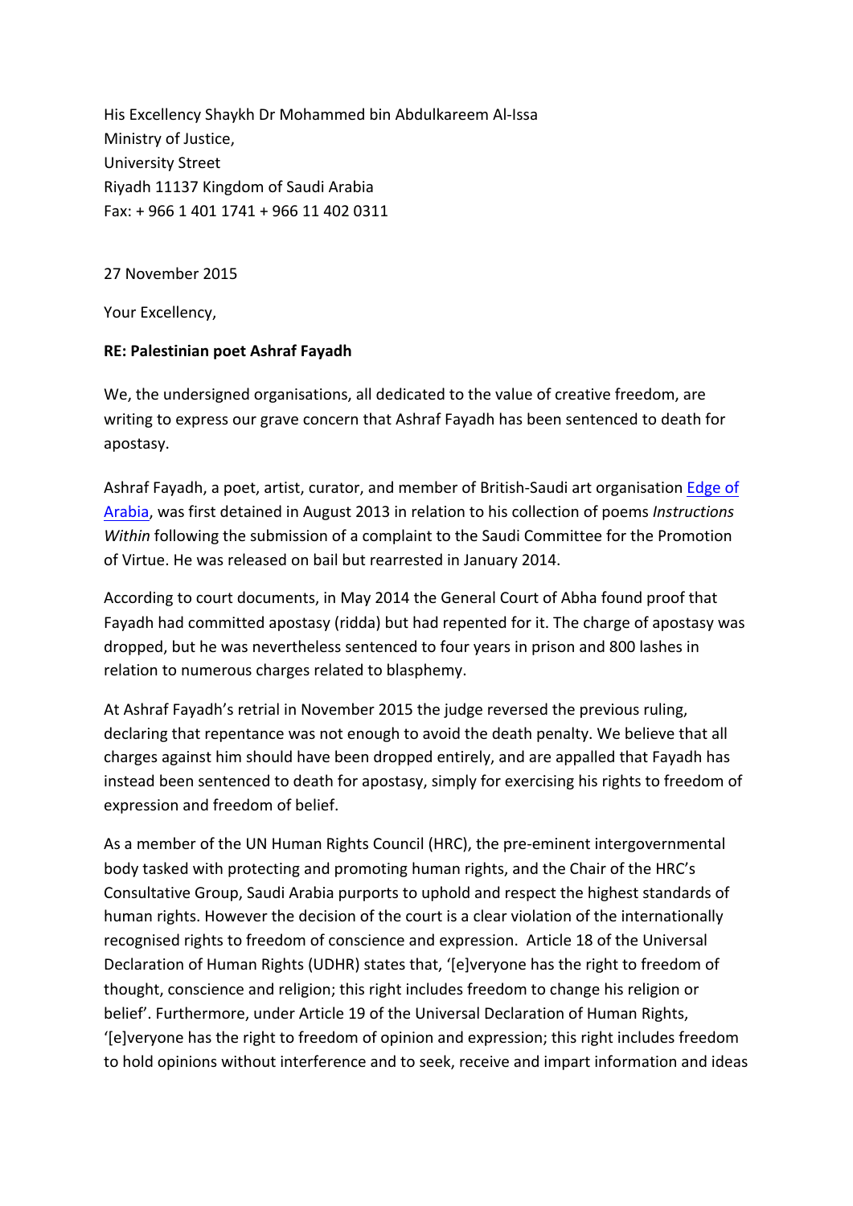His Excellency Shaykh Dr Mohammed bin Abdulkareem Al-Issa
Ministry of Justice,
University Street
Riyadh 11137 Kingdom of Saudi Arabia
Fax: + 966 1 401 1741 + 966 11 402 0311

27 November 2015

Your Excellency,

**RE: Palestinian poet Ashraf Fayadh**

We, the undersigned organisations, all dedicated to the value of creative freedom, are writing to express our grave concern that Ashraf Fayadh has been sentenced to death for apostasy.

Ashraf Fayadh, a poet, artist, curator, and member of British-Saudi art organisation Edge of Arabia, was first detained in August 2013 in relation to his collection of poems *Instructions Within* following the submission of a complaint to the Saudi Committee for the Promotion of Virtue. He was released on bail but rearrested in January 2014.

According to court documents, in May 2014 the General Court of Abha found proof that Fayadh had committed apostasy (ridda) but had repented for it. The charge of apostasy was dropped, but he was nevertheless sentenced to four years in prison and 800 lashes in relation to numerous charges related to blasphemy.

At Ashraf Fayadh's retrial in November 2015 the judge reversed the previous ruling, declaring that repentance was not enough to avoid the death penalty. We believe that all charges against him should have been dropped entirely, and are appalled that Fayadh has instead been sentenced to death for apostasy, simply for exercising his rights to freedom of expression and freedom of belief.

As a member of the UN Human Rights Council (HRC), the pre-eminent intergovernmental body tasked with protecting and promoting human rights, and the Chair of the HRC's Consultative Group, Saudi Arabia purports to uphold and respect the highest standards of human rights. However the decision of the court is a clear violation of the internationally recognised rights to freedom of conscience and expression. Article 18 of the Universal Declaration of Human Rights (UDHR) states that, '[e]veryone has the right to freedom of thought, conscience and religion; this right includes freedom to change his religion or belief'. Furthermore, under Article 19 of the Universal Declaration of Human Rights, '[e]veryone has the right to freedom of opinion and expression; this right includes freedom to hold opinions without interference and to seek, receive and impart information and ideas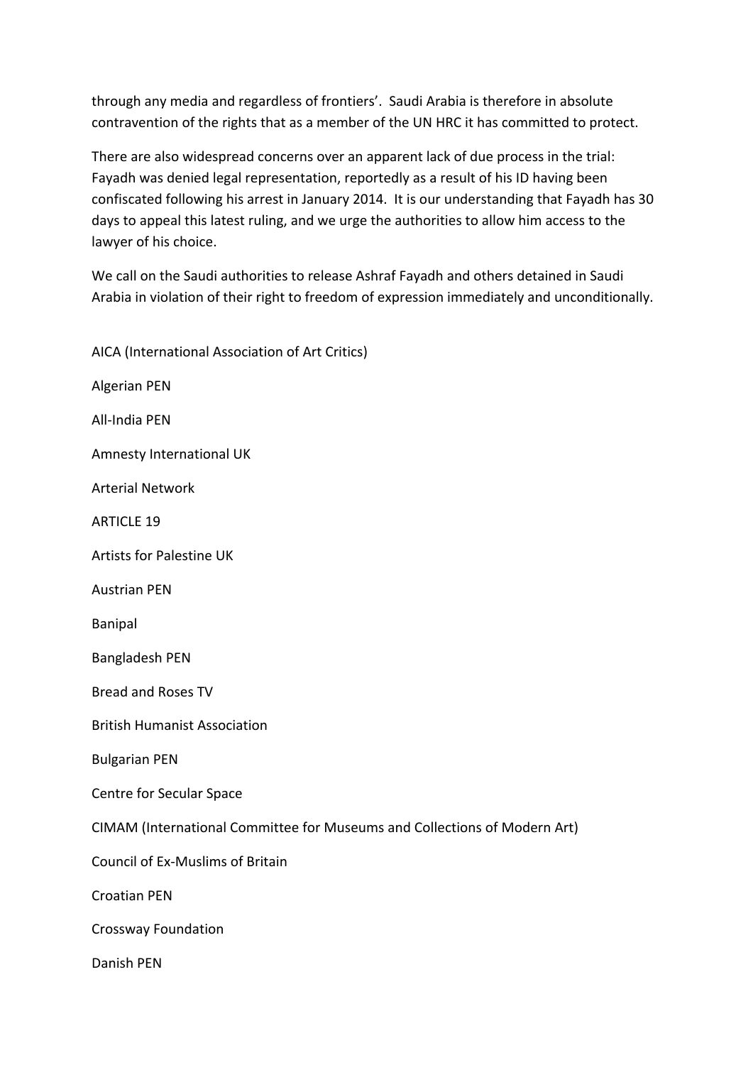through any media and regardless of frontiers'. Saudi Arabia is therefore in absolute contravention of the rights that as a member of the UN HRC it has committed to protect.

There are also widespread concerns over an apparent lack of due process in the trial: Fayadh was denied legal representation, reportedly as a result of his ID having been confiscated following his arrest in January 2014. It is our understanding that Fayadh has 30 days to appeal this latest ruling, and we urge the authorities to allow him access to the lawyer of his choice.

We call on the Saudi authorities to release Ashraf Fayadh and others detained in Saudi Arabia in violation of their right to freedom of expression immediately and unconditionally.

AICA (International Association of Art Critics)

Algerian PEN

All-India PEN

Amnesty International UK

Arterial Network

ARTICLE 19

Artists for Palestine UK

Austrian PEN

Banipal

Bangladesh PEN

Bread and Roses TV

British Humanist Association

Bulgarian PEN

Centre for Secular Space

CIMAM (International Committee for Museums and Collections of Modern Art)

Council of Ex-Muslims of Britain

Croatian PEN

Crossway Foundation

Danish PEN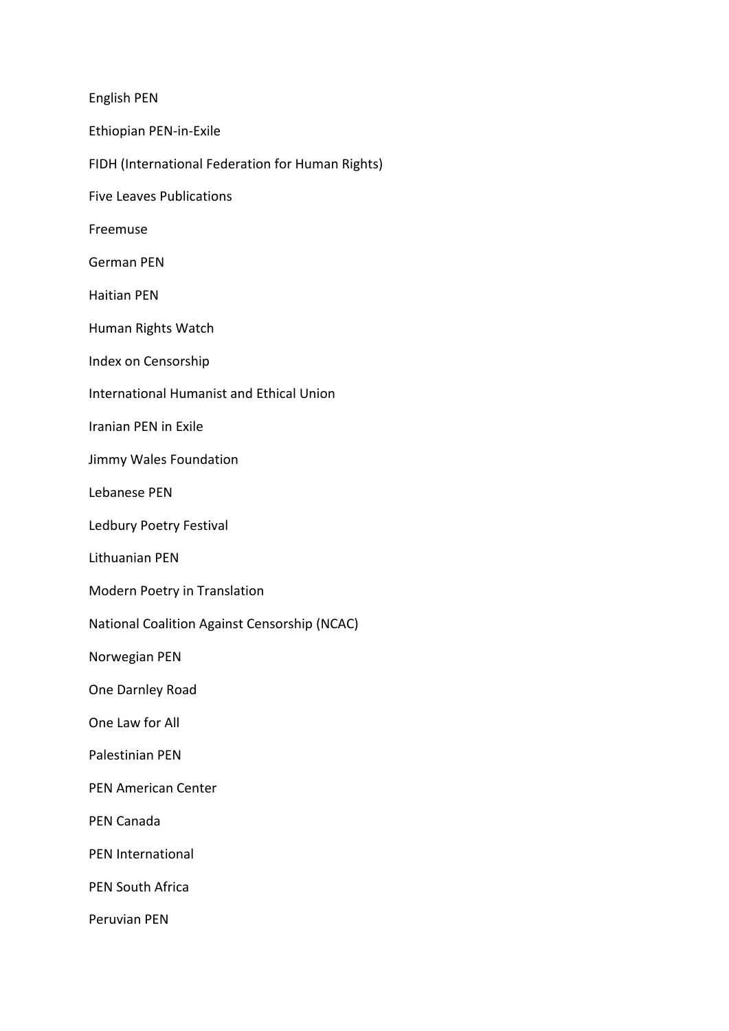English PEN

Ethiopian PEN-in-Exile

FIDH (International Federation for Human Rights)

Five Leaves Publications

Freemuse

German PEN

Haitian PEN

Human Rights Watch

Index on Censorship

International Humanist and Ethical Union

Iranian PEN in Exile

Jimmy Wales Foundation

Lebanese PEN

Ledbury Poetry Festival

Lithuanian PEN

Modern Poetry in Translation

National Coalition Against Censorship (NCAC)

Norwegian PEN

One Darnley Road

One Law for All

Palestinian PEN

PEN American Center

PEN Canada

PEN International

PEN South Africa

Peruvian PEN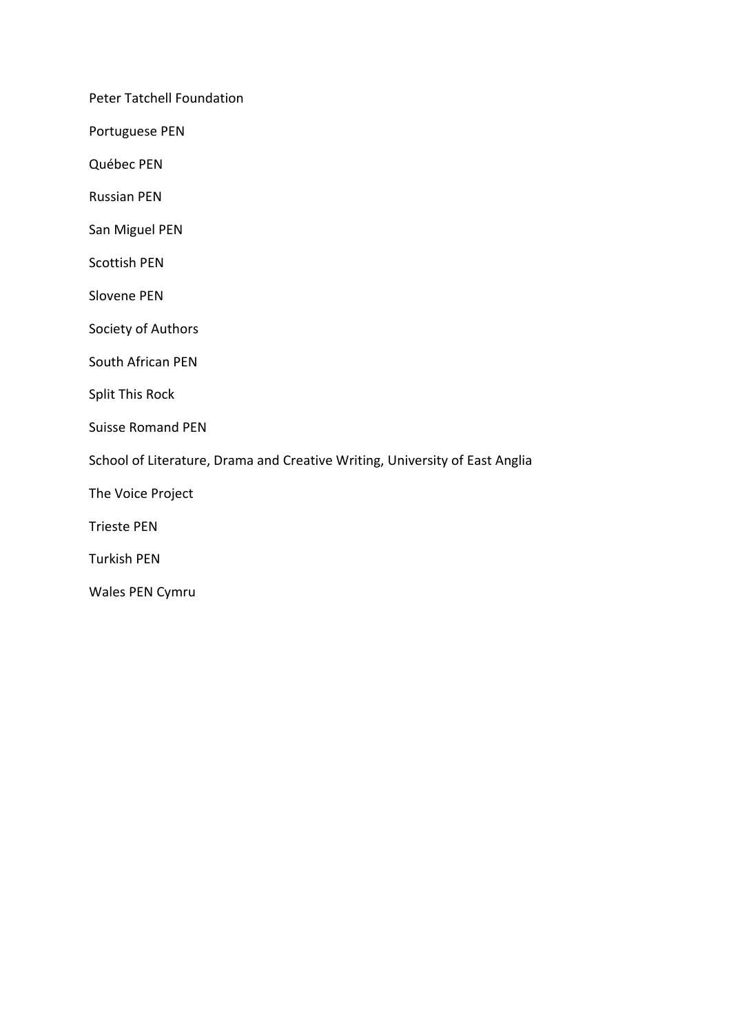Peter Tatchell Foundation

Portuguese PEN

Québec PEN

Russian PEN

San Miguel PEN

Scottish PEN

Slovene PEN

Society of Authors

South African PEN

Split This Rock

Suisse Romand PEN

School of Literature, Drama and Creative Writing, University of East Anglia

The Voice Project

Trieste PEN

Turkish PEN

Wales PEN Cymru